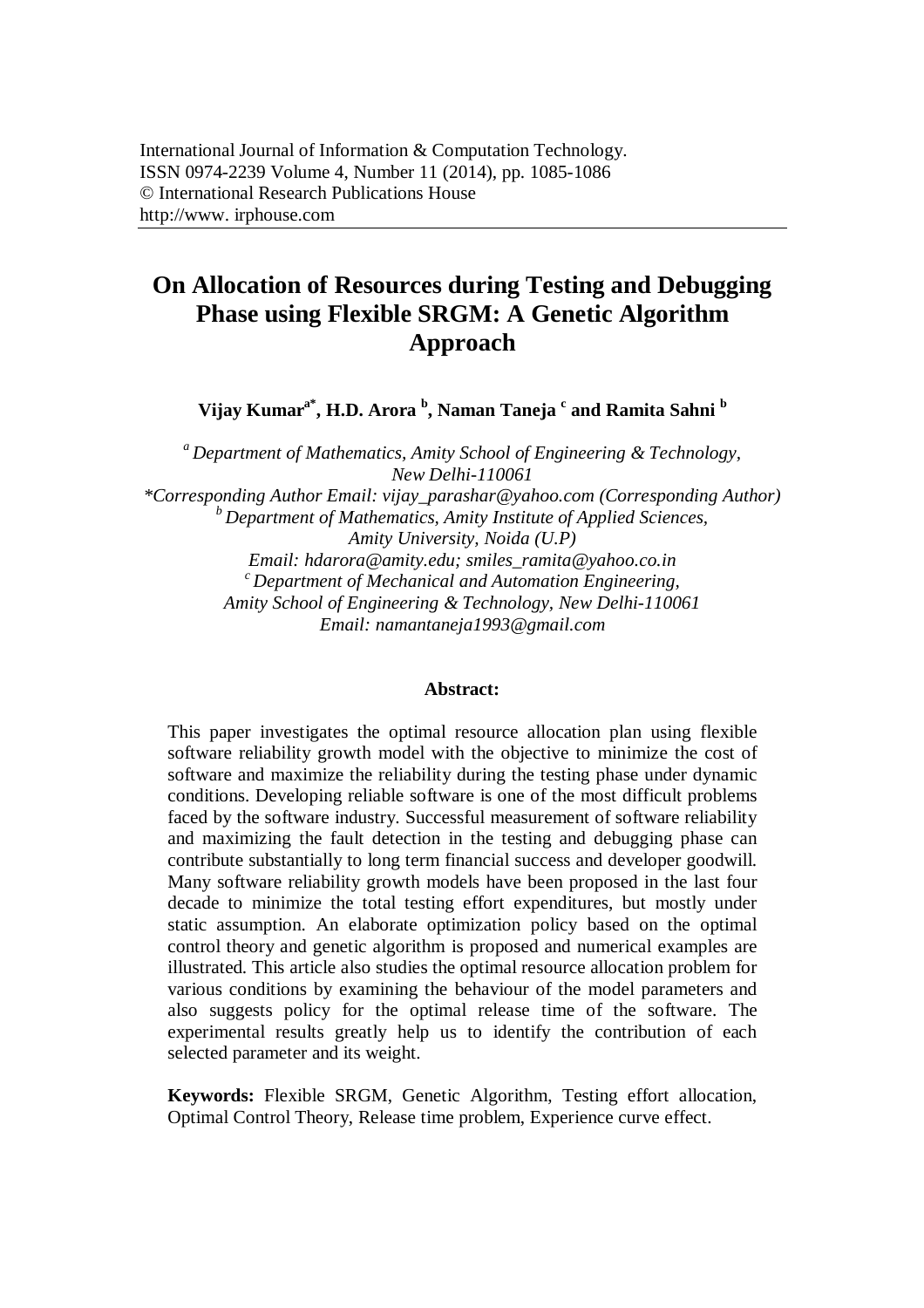International Journal of Information & Computation Technology.
ISSN 0974-2239 Volume 4, Number 11 (2014), pp. 1085-1086
© International Research Publications House
http://www. irphouse.com

# On Allocation of Resources during Testing and Debugging Phase using Flexible SRGM: A Genetic Algorithm Approach

**Vijay Kumar[a*], H.D. Arora [b], Naman Taneja [c] and Ramita Sahni [b]**

*[a] Department of Mathematics, Amity School of Engineering & Technology, New Delhi-110061*
*\*Corresponding Author Email: vijay_parashar@yahoo.com (Corresponding Author)*
*[b] Department of Mathematics, Amity Institute of Applied Sciences, Amity University, Noida (U.P)*
*Email: hdarora@amity.edu; smiles_ramita@yahoo.co.in*
*[c] Department of Mechanical and Automation Engineering, Amity School of Engineering & Technology, New Delhi-110061*
*Email: namantaneja1993@gmail.com*

## Abstract:

This paper investigates the optimal resource allocation plan using flexible software reliability growth model with the objective to minimize the cost of software and maximize the reliability during the testing phase under dynamic conditions. Developing reliable software is one of the most difficult problems faced by the software industry. Successful measurement of software reliability and maximizing the fault detection in the testing and debugging phase can contribute substantially to long term financial success and developer goodwill. Many software reliability growth models have been proposed in the last four decade to minimize the total testing effort expenditures, but mostly under static assumption. An elaborate optimization policy based on the optimal control theory and genetic algorithm is proposed and numerical examples are illustrated. This article also studies the optimal resource allocation problem for various conditions by examining the behaviour of the model parameters and also suggests policy for the optimal release time of the software. The experimental results greatly help us to identify the contribution of each selected parameter and its weight.

**Keywords:** Flexible SRGM, Genetic Algorithm, Testing effort allocation, Optimal Control Theory, Release time problem, Experience curve effect.